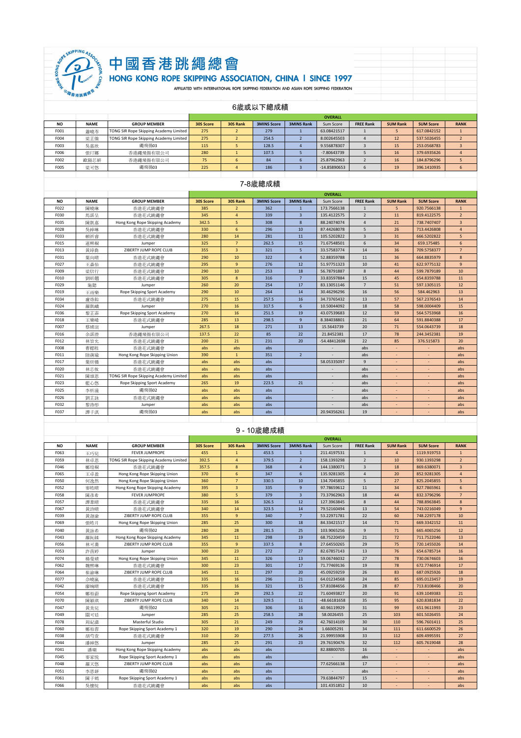# 中國香港跳繩總會

## HONG KONG ROPE SKIPPING ASSOCIATION, CHINA | SINCE 1997

AFFILIATED WITH INTERNATIONAL ROPE SKIPPING FEDERATION AND ASIAN ROPE SKIPPING FEDERATION

### 6歲或以下總成績

| | | | OVERALL | | | | | | | | |
|---|---|---|---|---|---|---|---|---|---|---|---|
| NO | NAME | GROUP MEMBER | 30S Score | 30S Rank | 3MINS Score | 3MINS Rank | Sum Score | FREE Rank | SUM Rank | SUM Score | RANK |
| F001 | 蕭曉蒂 | TONG SIR Rope Skipping Academy Limited | 275 | 2 | 279 | 1 | 63.08421517 | 1 | 5 | 617.0842152 | 1 |
| F004 | 梁芷僖 | TONG SIR Rope Skipping Academy Limited | 275 | 2 | 254.5 | 2 | 8.002645503 | 4 | 12 | 537.5026455 | 2 |
| F003 | 吳嘉欣 | 繩飛揚03 | 115 | 5 | 128.5 | 4 | 9.556878307 | 3 | 15 | 253.0568783 | 3 |
| F006 | 張玗娜 | 香港繩飛揚有限公司 | 280 | 1 | 107.5 | 5 | -7.80643739 | 5 | 16 | 379.6935626 | 4 |
| F002 | 歐陽芯妍 | 香港繩飛揚有限公司 | 75 | 6 | 84 | 6 | 25.87962963 | 2 | 16 | 184.8796296 | 5 |
| F005 | 梁可悠 | 繩飛揚03 | 225 | 4 | 186 | 3 | -14.85890653 | 6 | 19 | 396.1410935 | 6 |

### 7-8歲總成績

| | | | OVERALL | | | | | | | | |
|---|---|---|---|---|---|---|---|---|---|---|---|
| NO | NAME | GROUP MEMBER | 30S Score | 30S Rank | 3MINS Score | 3MINS Rank | Sum Score | FREE Rank | SUM Rank | SUM Score | RANK |
| F022 | 陳曉琳 | 香港花式跳繩會 | 385 | 2 | 362 | 1 | 173.7566138 | 1 | 5 | 920.7566138 | 1 |
| F030 | 馬諾呈 | 香港花式跳繩會 | 345 | 4 | 339 | 3 | 135.4122575 | 2 | 11 | 819.4122575 | 2 |
| F035 | 陳凱嘉 | Hong Kong Rope Skipping Academy | 342.5 | 5 | 308 | 8 | 88.24074074 | 4 | 21 | 738.7407407 | 3 |
| F028 | 吳梓琳 | 香港花式跳繩會 | 330 | 6 | 296 | 10 | 87.44268078 | 5 | 26 | 713.4426808 | 4 |
| F033 | 賴祈睿 | 香港花式跳繩會 | 280 | 14 | 281 | 11 | 105.5202822 | 3 | 31 | 666.5202822 | 5 |
| F015 | 運熙桐 | Jumper | 325 | 7 | 262.5 | 15 | 71.67548501 | 6 | 34 | 659.175485 | 6 |
| F013 | 黃梓喬 | ZIBERTY JUMP ROPE CLUB | 355 | 3 | 321 | 5 | 33.57583774 | 14 | 36 | 709.5758377 | 7 |
| F031 | 葉向晴 | 香港花式跳繩會 | 290 | 10 | 322 | 4 | 52.88359788 | 11 | 36 | 664.8835979 | 8 |
| F027 | 王森怡 | 香港花式跳繩會 | 295 | 9 | 276 | 12 | 51.97751323 | 10 | 41 | 622.9775132 | 9 |
| F009 | 梁信行 | 香港花式跳繩會 | 290 | 10 | 253 | 18 | 56.78791887 | 8 | 44 | 599.7879189 | 10 |
| F010 | 劉昕翹 | 香港花式跳繩會 | 305 | 8 | 316 | 7 | 33.83597884 | 15 | 45 | 654.8359788 | 11 |
| F029 | 施懿 | Jumper | 260 | 20 | 254 | 17 | 83.13051146 | 7 | 51 | 597.1305115 | 12 |
| F019 | 王雨樂 | Rope Skipping Sport Academy | 290 | 10 | 264 | 14 | 30.46296296 | 16 | 56 | 584.462963 | 13 |
| F034 | 盧皓飴 | 香港花式跳繩會 | 275 | 15 | 257.5 | 16 | 34.73765432 | 13 | 57 | 567.2376543 | 14 |
| F024 | 羅凱嶠 | Jumper | 270 | 16 | 317.5 | 6 | 10.50044092 | 18 | 58 | 598.0004409 | 15 |
| F036 | 黎芷菲 | Rope Skipping Sport Academy | 270 | 16 | 251.5 | 19 | 43.07539683 | 12 | 59 | 564.5753968 | 16 |
| F018 | 王樂晞 | 香港花式跳繩會 | 285 | 13 | 298.5 | 9 | 8.384038801 | 21 | 64 | 591.8840388 | 17 |
| F007 | 蔡靖誼 | Jumper | 267.5 | 18 | 271 | 13 | 15.5643739 | 20 | 71 | 554.0643739 | 18 |
| F016 | 余諾澄 | 香港繩飛揚有限公司 | 137.5 | 22 | 85 | 22 | 21.8452381 | 17 | 78 | 244.3452381 | 19 |
| F012 | 林旨允 | 香港花式跳繩會 | 200 | 21 | 231 | 20 | -54.48412698 | 22 | 85 | 376.515873 | 20 |
| F008 | 曹梠程 | 香港花式跳繩會 | abs | abs | abs | | - | abs | - | - | abs |
| F011 | 陸蒨瑜 | Hong Kong Rope Skipping Union | 390 | 1 | 351 | 2 | - | abs | - | - | abs |
| F017 | 葉炘犢 | 香港花式跳繩會 | abs | abs | abs | | 58.05335097 | 9 | - | - | abs |
| F020 | 林芯攸 | 香港花式跳繩會 | abs | abs | abs | | - | abs | - | - | abs |
| F021 | 陳頌恩 | TONG SIR Rope Skipping Academy Limited | abs | abs | abs | | - | abs | - | - | abs |
| F023 | 藍心悠 | Rope Skipping Sport Academy | 265 | 19 | 223.5 | 21 | - | abs | - | - | abs |
| F025 | 李炘瀠 | 繩飛揚02 | abs | abs | abs | | - | abs | - | - | abs |
| F026 | 劉芷詠 | 香港花式跳繩會 | abs | abs | abs | | - | abs | - | - | abs |
| F032 | 黎洛彤 | Jumper | abs | abs | abs | | - | abs | - | - | abs |
| F037 | 譚子淇 | 繩飛揚03 | abs | abs | abs | | 20.94356261 | 19 | - | - | abs |

### 9 - 10歲總成績

| | | | OVERALL | | | | | | | | |
|---|---|---|---|---|---|---|---|---|---|---|---|
| NO | NAME | GROUP MEMBER | 30S Score | 30S Rank | 3MINS Score | 3MINS Rank | Sum Score | FREE Rank | SUM Rank | SUM Score | RANK |
| F063 | 王巧兒 | FEVER JUMPROPE | 455 | 1 | 453.5 | 1 | 211.4197531 | 1 | 4 | 1119.919753 | 1 |
| F059 | 林卓恩 | TONG SIR Rope Skipping Academy Limited | 392.5 | 4 | 379.5 | 2 | 158.1393298 | 2 | 10 | 930.1393298 | 2 |
| F046 | 鄭瑄桐 | 香港花式跳繩會 | 357.5 | 8 | 368 | 4 | 144.1380071 | 3 | 18 | 869.6380071 | 3 |
| F065 | 王卓盈 | Hong Kong Rope Skipping Union | 370 | 6 | 347 | 6 | 135.9281305 | 4 | 20 | 852.9281305 | 4 |
| F050 | 何逸然 | Hong Kong Rope Skipping Union | 360 | 7 | 330.5 | 10 | 134.7045855 | 5 | 27 | 825.2045855 | 5 |
| F052 | 麥皓晴 | Hong Kong Rope Skipping Academy | 395 | 3 | 335 | 9 | 97.78659612 | 11 | 34 | 827.7865961 | 6 |
| F058 | 陳逸希 | FEVER JUMPROPE | 380 | 5 | 379 | 3 | 73.37962963 | 18 | 44 | 832.3796296 | 7 |
| F057 | 譚蒼晴 | 香港花式跳繩會 | 335 | 16 | 326.5 | 12 | 127.3963845 | 8 | 44 | 788.8963845 | 8 |
| F067 | 黃詩晴 | 香港花式跳繩會 | 340 | 14 | 323.5 | 14 | 79.52160494 | 13 | 54 | 743.0216049 | 9 |
| F039 | 黃迦渝 | ZIBERTY JUMP ROPE CLUB | 355 | 9 | 340 | 7 | 53.22971781 | 22 | 60 | 748.2297178 | 10 |
| F069 | 張皓月 | Hong Kong Rope Skipping Union | 285 | 25 | 300 | 18 | 84.33421517 | 14 | 71 | 669.3342152 | 11 |
| F040 | 黃詠希 | 繩飛揚02 | 280 | 28 | 281.5 | 25 | 103.9065256 | 9 | 71 | 665.4065256 | 12 |
| F043 | 羅鈞錤 | Hong Kong Rope Skipping Academy | 345 | 11 | 298 | 19 | 68.75220459 | 21 | 72 | 711.7522046 | 13 |
| F056 | 林可蕎 | ZIBERTY JUMP ROPE CLUB | 355 | 9 | 337.5 | 8 | 27.64550265 | 29 | 75 | 720.1455026 | 14 |
| F053 | 許茵婷 | Jumper | 300 | 23 | 272 | 27 | 82.67857143 | 13 | 76 | 654.6785714 | 16 |
| F074 | 楊曼婧 | Hong Kong Rope Skipping Union | 345 | 11 | 326 | 13 | 59.06746032 | 27 | 78 | 730.0674603 | 16 |
| F062 | 魏熙琳 | 香港花式跳繩會 | 300 | 23 | 301 | 17 | 71.77469136 | 19 | 78 | 672.7746914 | 17 |
| F064 | 崔渝琳 | ZIBERTY JUMP ROPE CLUB | 345 | 11 | 297 | 20 | 45.09259259 | 26 | 83 | 687.0925926 | 18 |
| F077 | 佘曉嵐 | 香港花式跳繩會 | 335 | 16 | 296 | 21 | 64.01234568 | 24 | 85 | 695.0123457 | 19 |
| F042 | 廖琬晴 | 香港花式跳繩會 | 335 | 16 | 321 | 15 | 57.81084656 | 28 | 87 | 713.8108466 | 20 |
| F054 | 鄭柏蔚 | Rope Skipping Sport Academy | 275 | 29 | 292.5 | 22 | 71.60493827 | 20 | 91 | 639.1049383 | 21 |
| F070 | 陳穎琪 | ZIBERTY JUMP ROPE CLUB | 340 | 14 | 329.5 | 11 | -48.66181658 | 35 | 95 | 620.8381834 | 22 |
| F047 | 黃美兒 | 繩飛揚02 | 305 | 21 | 306 | 16 | 40.96119929 | 31 | 99 | 651.9611993 | 23 |
| F049 | 關可廷 | Jumper | 285 | 25 | 258.5 | 28 | 58.0026455 | 25 | 103 | 601.5026455 | 24 |
| F078 | 周紀霖 | Masterful Studio | 305 | 21 | 249 | 29 | 42.76014109 | 30 | 110 | 596.7601411 | 25 |
| F060 | 鄭柏蓉 | Rope Skipping Sport Academy 1 | 320 | 19 | 290 | 24 | 1.66005291 | 34 | 111 | 611.6600529 | 26 |
| F038 | 胡芮萱 | 香港花式跳繩會 | 310 | 20 | 277.5 | 26 | 21.99955908 | 33 | 112 | 609.4995591 | 27 |
| F044 | 潘綽悠 | Jumper | 285 | 25 | 291 | 23 | 29.76190476 | 32 | 112 | 605.7619048 | 28 |
| F041 | 潘莇 | Hong Kong Rope Skipping Academy | abs | abs | abs | | 82.88800705 | 16 | - | - | abs |
| F045 | 麥家悅 | Rope Skipping Sport Academy 1 | abs | abs | abs | | - | abs | - | - | abs |
| F048 | 羅天悠 | ZIBERTY JUMP ROPE CLUB | abs | abs | abs | | 77.62566138 | 17 | - | - | abs |
| F051 | 李恩妍 | 繩飛揚02 | abs | abs | abs | | - | abs | - | - | abs |
| F061 | 陳子嫣 | Rope Skipping Sport Academy 1 | abs | abs | abs | | 79.63844797 | 15 | - | - | abs |
| F066 | 吳懷悅 | 香港花式跳繩會 | abs | abs | abs | | 101.4351852 | 10 | - | - | abs |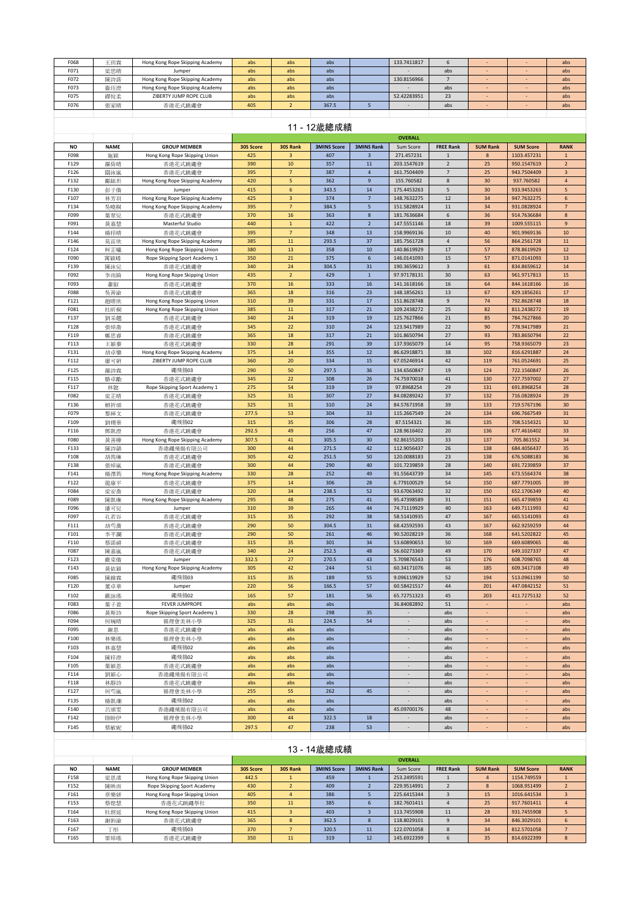| F068 | 王玥霖 | Hong Kong Rope Skipping Academy | abs | abs | abs | | 133.7411817 | 6 | - | - | abs |
|---|---|---|---|---|---|---|---|---|---|---|---|
| F071 | 梁思晴 | Jumper | abs | abs | abs | | - | abs | - | - | abs |
| F072 | 陳詩蕎 | Hong Kong Rope Skipping Academy | abs | abs | abs | | 130.8156966 | 7 | - | - | abs |
| F073 | 龐珏澄 | Hong Kong Rope Skipping Academy | abs | abs | abs | | - | abs | - | - | abs |
| F075 | 繆悅柔 | ZIBERTY JUMP ROPE CLUB | abs | abs | abs | | 52.42283951 | 23 | - | - | abs |
| F076 | 張家晴 | 香港花式跳繩會 | 405 | 2 | 367.5 | 5 | - | abs | - | - | abs |

## 11 - 12歲總成績

| NO | NAME | GROUP MEMBER | 30S Score | 30S Rank | 3MINS Score | 3MINS Rank | OVERALL Sum Score | FREE Rank | SUM Rank | SUM Score | RANK |
|---|---|---|---|---|---|---|---|---|---|---|---|
| F098 | 施穎 | Hong Kong Rope Skipping Union | 425 | 3 | 407 | 3 | 271.457231 | 1 | 8 | 1103.457231 | 1 |
| F129 | 羅倚晴 | 香港花式跳繩會 | 390 | 10 | 357 | 11 | 203.1547619 | 2 | 25 | 950.1547619 | 2 |
| F126 | 關詠嵐 | 香港花式跳繩會 | 395 | 7 | 387 | 4 | 161.7504409 | 7 | 25 | 943.7504409 | 3 |
| F132 | 鄺銥圻 | Hong Kong Rope Skipping Academy | 420 | 5 | 362 | 9 | 155.760582 | 8 | 30 | 937.760582 | 4 |
| F130 | 彭子僖 | Jumper | 415 | 6 | 343.5 | 14 | 175.4453263 | 5 | 30 | 933.9453263 | 5 |
| F107 | 林芳羽 | Hong Kong Rope Skipping Academy | 425 | 3 | 374 | 7 | 148.7632275 | 12 | 34 | 947.7632275 | 6 |
| F134 | 吳晙桐 | Hong Kong Rope Skipping Academy | 395 | 7 | 384.5 | 5 | 151.5828924 | 11 | 34 | 931.0828924 | 7 |
| F099 | 葉翠兒 | 香港花式跳繩會 | 370 | 16 | 363 | 8 | 181.7636684 | 6 | 36 | 914.7636684 | 8 |
| F091 | 黃嘉慧 | Masterful Studio | 440 | 1 | 422 | 2 | 147.5551146 | 18 | 39 | 1009.555115 | 9 |
| F144 | 楊梓晴 | 香港花式跳繩會 | 395 | 7 | 348 | 13 | 158.9969136 | 10 | 40 | 901.9969136 | 10 |
| F146 | 莫苗欣 | Hong Kong Rope Skipping Academy | 385 | 11 | 293.5 | 37 | 185.7561728 | 4 | 56 | 864.2561728 | 11 |
| F124 | 柯芷曦 | Hong Kong Rope Skipping Union | 380 | 13 | 358 | 10 | 140.8619929 | 17 | 57 | 878.8619929 | 12 |
| F090 | 甯穎晞 | Rope Skipping Sport Academy 1 | 350 | 21 | 375 | 6 | 146.0141093 | 15 | 57 | 871.0141093 | 13 |
| F139 | 陳詠兒 | 香港花式跳繩會 | 340 | 24 | 304.5 | 31 | 190.3659612 | 3 | 61 | 834.8659612 | 14 |
| F092 | 李雨錡 | Hong Kong Rope Skipping Union | 435 | 2 | 429 | 1 | 97.97178131 | 30 | 63 | 961.9717813 | 15 |
| F093 | 蕭叡 | 香港花式跳繩會 | 370 | 16 | 333 | 16 | 141.1618166 | 16 | 64 | 844.1618166 | 16 |
| F088 | 吳菩渝 | 香港花式跳繩會 | 365 | 18 | 316 | 23 | 148.1856261 | 13 | 67 | 829.1856261 | 17 |
| F121 | 趙晴欣 | Hong Kong Rope Skipping Union | 310 | 39 | 331 | 17 | 151.8628748 | 9 | 74 | 792.8628748 | 18 |
| F081 | 杜昕桐 | Hong Kong Rope Skipping Union | 385 | 11 | 317 | 21 | 109.2438272 | 25 | 82 | 811.2438272 | 19 |
| F137 | 劉采翹 | 香港花式跳繩會 | 340 | 24 | 319 | 19 | 125.7627866 | 21 | 85 | 784.7627866 | 20 |
| F128 | 張焯喬 | 香港花式跳繩會 | 345 | 22 | 310 | 24 | 123.9417989 | 22 | 90 | 778.9417989 | 21 |
| F119 | 鄭思睿 | 香港花式跳繩會 | 365 | 18 | 317 | 21 | 101.8650794 | 27 | 93 | 783.8650794 | 22 |
| F113 | 王穎蓁 | 香港花式跳繩會 | 330 | 28 | 291 | 39 | 137.9365079 | 14 | 95 | 758.9365079 | 23 |
| F131 | 胡卓攀 | Hong Kong Rope Skipping Academy | 375 | 14 | 355 | 12 | 86.62918871 | 38 | 102 | 816.6291887 | 24 |
| F112 | 廖可妍 | ZIBERTY JUMP ROPE CLUB | 360 | 20 | 334 | 15 | 67.05246914 | 42 | 119 | 761.0524691 | 25 |
| F125 | 羅詩霖 | 繩飛揚03 | 290 | 50 | 297.5 | 36 | 134.6560847 | 19 | 124 | 722.1560847 | 26 |
| F115 | 鄧卓勵 | 香港花式跳繩會 | 345 | 22 | 308 | 26 | 74.75970018 | 41 | 130 | 727.7597002 | 27 |
| F117 | 林懿 | Rope Skipping Sport Academy 1 | 275 | 54 | 319 | 19 | 97.8968254 | 29 | 131 | 691.8968254 | 28 |
| F082 | 梁芷晴 | 香港花式跳繩會 | 325 | 31 | 307 | 27 | 84.08289242 | 37 | 132 | 716.0828924 | 29 |
| F136 | 賴祈頌 | 香港花式跳繩會 | 325 | 31 | 310 | 24 | 84.57671958 | 39 | 133 | 719.5767196 | 30 |
| F079 | 黎綽文 | 香港花式跳繩會 | 277.5 | 53 | 304 | 33 | 115.2667549 | 24 | 134 | 696.7667549 | 31 |
| F109 | 劉稀蕎 | 繩飛揚02 | 315 | 35 | 306 | 28 | 87.5154321 | 36 | 135 | 708.5154321 | 32 |
| F116 | 鄧凱澄 | 香港花式跳繩會 | 292.5 | 49 | 256 | 47 | 128.9616402 | 20 | 136 | 677.4616402 | 33 |
| F080 | 黃善樺 | Hong Kong Rope Skipping Academy | 307.5 | 41 | 305.5 | 30 | 92.86155203 | 33 | 137 | 705.861552 | 34 |
| F133 | 陳詩韻 | 香港繩飛揚有限公司 | 300 | 44 | 271.5 | 42 | 112.9056437 | 26 | 138 | 684.4056437 | 35 |
| F108 | 胡筠琳 | 香港花式跳繩會 | 305 | 42 | 251.5 | 50 | 120.0088183 | 23 | 138 | 676.5088183 | 36 |
| F138 | 張焯嵐 | 香港花式跳繩會 | 300 | 44 | 290 | 40 | 101.7239859 | 28 | 140 | 691.7239859 | 37 |
| F141 | 楊澤芮 | Hong Kong Rope Skipping Academy | 330 | 28 | 252 | 49 | 91.55643739 | 34 | 145 | 673.5564374 | 38 |
| F122 | 龍康平 | 香港花式跳繩會 | 375 | 14 | 306 | 28 | 6.779100529 | 54 | 150 | 687.7791005 | 39 |
| F084 | 梁安喬 | 香港花式跳繩會 | 320 | 34 | 238.5 | 52 | 93.67063492 | 32 | 150 | 652.1706349 | 40 |
| F089 | 陳凱琳 | Hong Kong Rope Skipping Academy | 295 | 48 | 275 | 41 | 95.47398589 | 31 | 151 | 665.4739859 | 41 |
| F096 | 潘可兒 | Jumper | 310 | 39 | 265 | 44 | 74.71119929 | 40 | 163 | 649.7111993 | 42 |
| F097 | 孔若谷 | 香港花式跳繩會 | 315 | 35 | 292 | 38 | 58.51410935 | 47 | 167 | 665.5141093 | 43 |
| F111 | 胡巧蕎 | 香港花式跳繩會 | 290 | 50 | 304.5 | 31 | 68.42592593 | 43 | 167 | 662.9259259 | 44 |
| F101 | 李芊瀰 | 香港花式跳繩會 | 290 | 50 | 261 | 46 | 90.52028219 | 36 | 168 | 641.5202822 | 45 |
| F110 | 蔡蕊靖 | 香港花式跳繩會 | 315 | 35 | 301 | 34 | 53.60890653 | 50 | 169 | 669.6089065 | 46 |
| F087 | 陳嘉嵐 | 香港花式跳繩會 | 340 | 24 | 252.5 | 48 | 56.60273369 | 49 | 170 | 649.1027337 | 47 |
| F123 | 嚴采僖 | Jumper | 332.5 | 27 | 270.5 | 43 | 5.709876543 | 53 | 176 | 608.7098765 | 48 |
| F143 | 黃依穎 | Hong Kong Rope Skipping Academy | 305 | 42 | 244 | 51 | 60.34171076 | 46 | 185 | 609.3417108 | 49 |
| F085 | 陳敍霖 | 繩飛揚03 | 315 | 35 | 189 | 55 | 9.096119929 | 52 | 194 | 513.0961199 | 50 |
| F120 | 董卓華 | Jumper | 220 | 56 | 166.5 | 57 | 60.58421517 | 44 | 201 | 447.0842152 | 51 |
| F102 | 嚴詠瑤 | 繩飛揚02 | 165 | 57 | 181 | 56 | 65.72751323 | 45 | 203 | 411.7275132 | 52 |
| F083 | 葉子盈 | FEVER JUMPROPE | abs | abs | abs | | 36.84082892 | 51 | - | - | abs |
| F086 | 黃斯詩 | Rope Skipping Sport Academy 1 | 330 | 28 | 298 | 35 | - | abs | - | - | abs |
| F094 | 何婉晴 | 循理會美林小學 | 325 | 31 | 224.5 | 54 | - | abs | - | - | abs |
| F095 | 謝恩 | 香港花式跳繩會 | abs | abs | abs | | - | abs | - | - | abs |
| F100 | 林樂瑤 | 循理會美林小學 | abs | abs | abs | | - | abs | - | - | abs |
| F103 | 林嘉慧 | 繩飛揚02 | abs | abs | abs | | - | abs | - | - | abs |
| F104 | 陳梓澄 | 繩飛揚02 | abs | abs | abs | | - | abs | - | - | abs |
| F105 | 葉穎恩 | 香港花式跳繩會 | abs | abs | abs | | - | abs | - | - | abs |
| F114 | 劉穎心 | 香港繩飛揚有限公司 | abs | abs | abs | | - | abs | - | - | abs |
| F118 | 林靜詩 | 香港花式跳繩會 | abs | abs | abs | | - | abs | - | - | abs |
| F127 | 何芍嵐 | 循理會美林小學 | 255 | 55 | 262 | 45 | - | abs | - | - | abs |
| F135 | 楊凱琿 | 繩飛揚02 | abs | abs | abs | | - | abs | - | - | abs |
| F140 | 呂頌雯 | 香港繩飛揚有限公司 | abs | abs | abs | | 45.09700176 | 48 | - | - | abs |
| F142 | 陸盼伊 | 循理會美林小學 | 300 | 44 | 322.5 | 18 | - | abs | - | - | abs |
| F145 | 蔡敏妮 | 繩飛揚02 | 297.5 | 47 | 238 | 53 | - | abs | - | - | abs |

## 13 - 14歲總成績

| NO | NAME | GROUP MEMBER | 30S Score | 30S Rank | 3MINS Score | 3MINS Rank | OVERALL Sum Score | FREE Rank | SUM Rank | SUM Score | RANK |
|---|---|---|---|---|---|---|---|---|---|---|---|
| F158 | 梁恩浠 | Hong Kong Rope Skipping Union | 442.5 | 1 | 459 | 1 | 253.2495591 | 1 | 4 | 1154.749559 | 1 |
| F152 | 陳映而 | Rope Skipping Sport Academy | 430 | 2 | 409 | 2 | 229.9514991 | 2 | 8 | 1068.951499 | 2 |
| F161 | 章樂妍 | Hong Kong Rope Skipping Union | 405 | 4 | 386 | 5 | 225.6415344 | 3 | 15 | 1016.641534 | 3 |
| F153 | 蔡倪慧 | 香港花式跳繩學社 | 350 | 11 | 385 | 6 | 182.7601411 | 4 | 25 | 917.7601411 | 4 |
| F164 | 杜朗延 | Hong Kong Rope Skipping Union | 415 | 3 | 403 | 3 | 113.7455908 | 11 | 28 | 931.7455908 | 5 |
| F163 | 謝鈞渝 | 香港花式跳繩會 | 365 | 8 | 362.5 | 8 | 118.8029101 | 9 | 34 | 846.3029101 | 6 |
| F167 | 丁彤 | 繩飛揚03 | 370 | 7 | 320.5 | 11 | 122.0701058 | 8 | 34 | 812.5701058 | 7 |
| F165 | 單倬瑤 | 香港花式跳繩會 | 350 | 11 | 319 | 12 | 145.6922399 | 6 | 35 | 814.6922399 | 8 |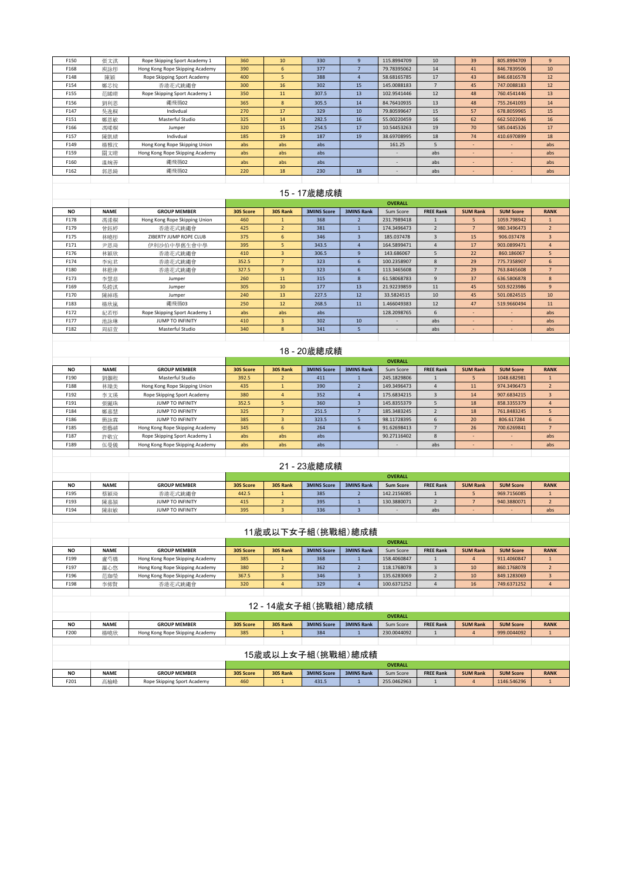| | | | | | | | | | | | |
|---|---|---|---|---|---|---|---|---|---|---|---|
| F150 | 張文淇 | Rope Skipping Sport Academy 1 | 360 | 10 | 330 | 9 | 115.8994709 | 10 | 39 | 805.8994709 | 9 |
| F168 | 龐詠彤 | Hong Kong Rope Skipping Academy | 390 | 6 | 377 | 7 | 79.78395062 | 14 | 41 | 846.7839506 | 10 |
| F148 | 陳穎 | Rope Skipping Sport Academy | 400 | 5 | 388 | 4 | 58.68165785 | 17 | 43 | 846.6816578 | 12 |
| F154 | 鄭芯悅 | 香港花式跳繩會 | 300 | 16 | 302 | 15 | 145.0088183 | 7 | 45 | 747.0088183 | 12 |
| F155 | 范睎晴 | Rope Skipping Sport Academy 1 | 350 | 11 | 307.5 | 13 | 102.9541446 | 12 | 48 | 760.4541446 | 13 |
| F156 | 劉利恩 | 繩飛揚02 | 365 | 8 | 305.5 | 14 | 84.76410935 | 13 | 48 | 755.2641093 | 14 |
| F147 | 吳逸桐 | Indivdual | 270 | 17 | 329 | 10 | 79.80599647 | 15 | 57 | 678.8059965 | 15 |
| F151 | 鄭恩敏 | Masterful Studio | 325 | 14 | 282.5 | 16 | 55.00220459 | 16 | 62 | 662.5022046 | 16 |
| F166 | 馮曦桐 | Jumper | 320 | 15 | 254.5 | 17 | 10.54453263 | 19 | 70 | 585.0445326 | 17 |
| F157 | 陳凱晴 | Indivdual | 185 | 19 | 187 | 19 | 38.69708995 | 18 | 74 | 410.6970899 | 18 |
| F149 | 楊雅汶 | Hong Kong Rope Skipping Union | abs | abs | abs | | 161.25 | 5 | - | - | abs |
| F159 | 關文晴 | Hong Kong Rope Skipping Academy | abs | abs | abs | | - | abs | - | - | abs |
| F160 | 溫婉蓓 | 繩飛揚02 | abs | abs | abs | | - | abs | - | - | abs |
| F162 | 郭恩錡 | 繩飛揚02 | 220 | 18 | 230 | 18 | - | abs | - | - | abs |

## 15 - 17歲總成績

| | | | | | | | OVERALL | | | | |
|---|---|---|---|---|---|---|---|---|---|---|---|
| NO | NAME | GROUP MEMBER | 30S Score | 30S Rank | 3MINS Score | 3MINS Rank | Sum Score | FREE Rank | SUM Rank | SUM Score | RANK |
| F178 | 馮濡桐 | Hong Kong Rope Skipping Union | 460 | 1 | 368 | 2 | 231.7989418 | 1 | 5 | 1059.798942 | 1 |
| F179 | 曾鈺婷 | 香港花式跳繩會 | 425 | 2 | 381 | 1 | 174.3496473 | 2 | 7 | 980.3496473 | 2 |
| F175 | 林曉彤 | ZIBERTY JUMP ROPE CLUB | 375 | 6 | 346 | 3 | 185.037478 | 3 | 15 | 906.037478 | 3 |
| F171 | 尹恩琦 | 伊利沙伯中學舊生會中學 | 395 | 5 | 343.5 | 4 | 164.5899471 | 4 | 17 | 903.0899471 | 4 |
| F176 | 林穎欣 | 香港花式跳繩會 | 410 | 3 | 306.5 | 9 | 143.686067 | 5 | 22 | 860.186067 | 5 |
| F174 | 李宛君 | 香港花式跳繩會 | 352.5 | 7 | 323 | 6 | 100.2358907 | 8 | 29 | 775.7358907 | 6 |
| F180 | 林慰津 | 香港花式跳繩會 | 327.5 | 9 | 323 | 6 | 113.3465608 | 7 | 29 | 763.8465608 | 7 |
| F173 | 李慧慈 | Jumper | 260 | 11 | 315 | 8 | 61.58068783 | 9 | 37 | 636.5806878 | 8 |
| F169 | 吳鍩淇 | Jumper | 305 | 10 | 177 | 13 | 21.92239859 | 11 | 45 | 503.9223986 | 9 |
| F170 | 陳綽瑤 | Jumper | 240 | 13 | 227.5 | 12 | 33.5824515 | 10 | 45 | 501.0824515 | 10 |
| F183 | 楊欣嵐 | 繩飛揚03 | 250 | 12 | 268.5 | 11 | 1.466049383 | 12 | 47 | 519.9660494 | 11 |
| F172 | 紀若彤 | Rope Skipping Sport Academy 1 | abs | abs | abs | | 128.2098765 | 6 | - | - | abs |
| F177 | 池詠琳 | JUMP TO INFINITY | 410 | 3 | 302 | 10 | - | abs | - | - | abs |
| F182 | 周紹萱 | Masterful Studio | 340 | 8 | 341 | 5 | - | abs | - | - | abs |

## 18 - 20歲總成績

| | | | | | | | OVERALL | | | | |
|---|---|---|---|---|---|---|---|---|---|---|---|
| NO | NAME | GROUP MEMBER | 30S Score | 30S Rank | 3MINS Score | 3MINS Rank | Sum Score | FREE Rank | SUM Rank | SUM Score | RANK |
| F190 | 劉灝程 | Masterful Studio | 392.5 | 2 | 411 | 1 | 245.1829806 | 1 | 5 | 1048.682981 | 1 |
| F188 | 林璨美 | Hong Kong Rope Skipping Union | 435 | 1 | 390 | 2 | 149.3496473 | 4 | 11 | 974.3496473 | 2 |
| F192 | 李文瑛 | Rope Skipping Sport Academy | 380 | 4 | 352 | 4 | 175.6834215 | 3 | 14 | 907.6834215 | 3 |
| F191 | 張麗珠 | JUMP TO INFINITY | 352.5 | 5 | 360 | 3 | 145.8355379 | 5 | 18 | 858.3355379 | 4 |
| F184 | 鄭嘉慧 | JUMP TO INFINITY | 325 | 7 | 251.5 | 7 | 185.3483245 | 2 | 18 | 761.8483245 | 5 |
| F186 | 簡詠森 | JUMP TO INFINITY | 385 | 3 | 323.5 | 5 | 98.11728395 | 6 | 20 | 806.617284 | 6 |
| F185 | 張藝蔚 | Hong Kong Rope Skipping Academy | 345 | 6 | 264 | 6 | 91.62698413 | 7 | 26 | 700.6269841 | 7 |
| F187 | 許敬宜 | Rope Skipping Sport Academy 1 | abs | abs | abs | | 90.27116402 | 8 | - | - | abs |
| F189 | 伍曼儀 | Hong Kong Rope Skipping Academy | abs | abs | abs | | - | abs | - | - | abs |

## 21 - 23歲總成績

| | | | | | | | OVERALL | | | | |
|---|---|---|---|---|---|---|---|---|---|---|---|
| NO | NAME | GROUP MEMBER | 30S Score | 30S Rank | 3MINS Score | 3MINS Rank | Sum Score | FREE Rank | SUM Rank | SUM Score | RANK |
| F195 | 蔡穎琦 | 香港花式跳繩會 | 442.5 | 1 | 385 | 2 | 142.2156085 | 1 | 5 | 969.7156085 | 1 |
| F193 | 陳嘉穎 | JUMP TO INFINITY | 415 | 2 | 395 | 1 | 130.3880071 | 2 | 7 | 940.3880071 | 2 |
| F194 | 陳淑敏 | JUMP TO INFINITY | 395 | 3 | 336 | 3 | - | abs | - | - | abs |

## 11歲或以下女子組(挑戰組)總成績

| | | | | | | | OVERALL | | | | |
|---|---|---|---|---|---|---|---|---|---|---|---|
| NO | NAME | GROUP MEMBER | 30S Score | 30S Rank | 3MINS Score | 3MINS Rank | Sum Score | FREE Rank | SUM Rank | SUM Score | RANK |
| F199 | 盧芍曦 | Hong Kong Rope Skipping Academy | 385 | 1 | 368 | 1 | 158.4060847 | 1 | 4 | 911.4060847 | 1 |
| F197 | 羅心悠 | Hong Kong Rope Skipping Academy | 380 | 2 | 362 | 2 | 118.1768078 | 3 | 10 | 860.1768078 | 2 |
| F196 | 范珈瑩 | Hong Kong Rope Skipping Academy | 367.5 | 3 | 346 | 3 | 135.6283069 | 2 | 10 | 849.1283069 | 3 |
| F198 | 李俙賢 | 香港花式跳繩會 | 320 | 4 | 329 | 4 | 100.6371252 | 4 | 16 | 749.6371252 | 4 |

## 12 - 14歲女子組(挑戰組)總成績

| | | | | | | | OVERALL | | | | |
|---|---|---|---|---|---|---|---|---|---|---|---|
| NO | NAME | GROUP MEMBER | 30S Score | 30S Rank | 3MINS Score | 3MINS Rank | Sum Score | FREE Rank | SUM Rank | SUM Score | RANK |
| F200 | 楊曉欣 | Hong Kong Rope Skipping Academy | 385 | 1 | 384 | 1 | 230.0044092 | 1 | 4 | 999.0044092 | 1 |

## 15歲或以上女子組(挑戰組)總成績

| | | | | | | | OVERALL | | | | |
|---|---|---|---|---|---|---|---|---|---|---|---|
| NO | NAME | GROUP MEMBER | 30S Score | 30S Rank | 3MINS Score | 3MINS Rank | Sum Score | FREE Rank | SUM Rank | SUM Score | RANK |
| F201 | 高楡峰 | Rope Skipping Sport Academy | 460 | 1 | 431.5 | 1 | 255.0462963 | 1 | 4 | 1146.546296 | 1 |